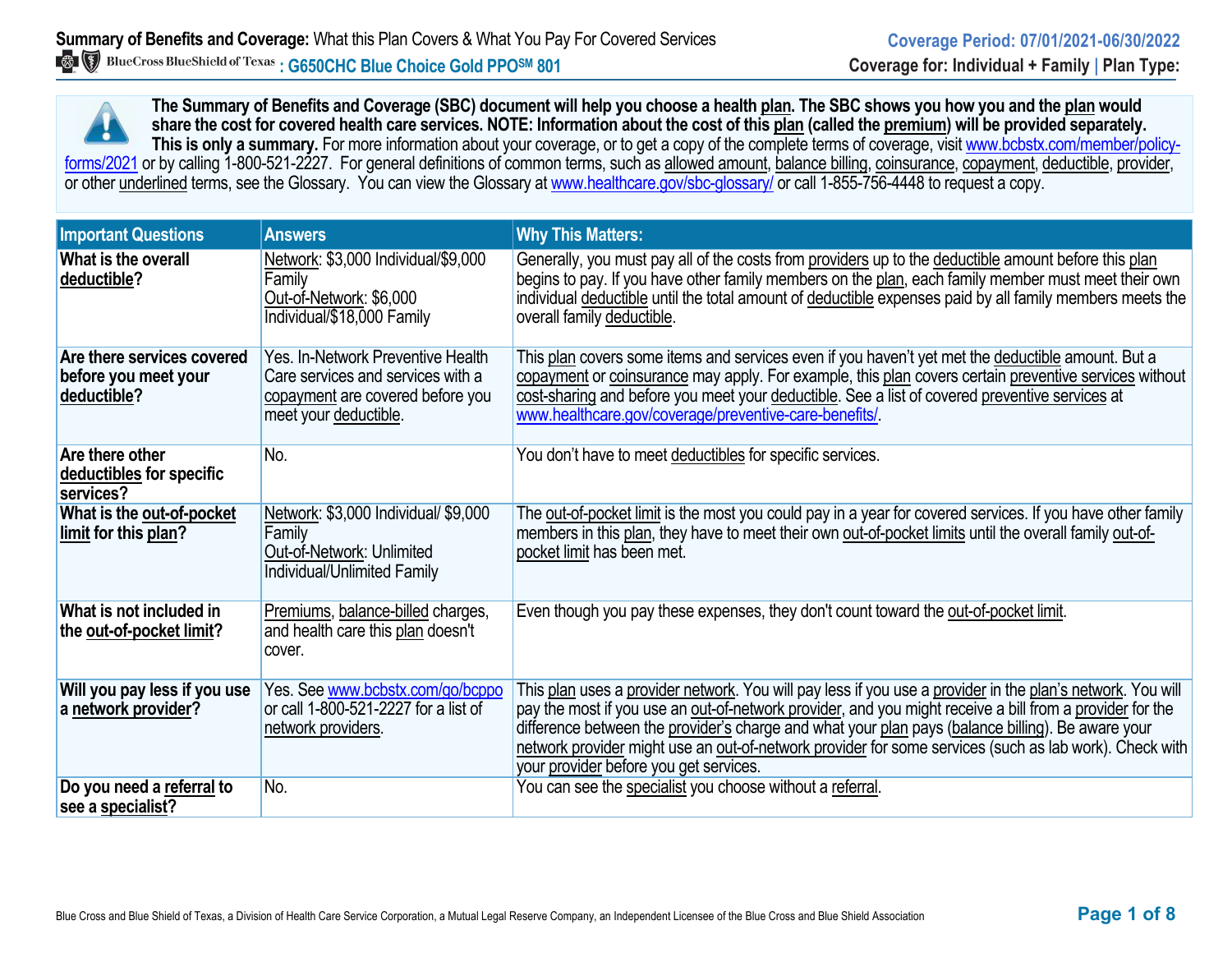**Summary of Benefits and Coverage:** What this Plan Covers & What You Pay For Covered Services

**Coverage Period: 07/01/2021-06/30/2022**

BlueCross BlueShield of Texas **: G650CHC Blue Choice Gold PPO℠ 801**

**Coverage for: Individual + Family | Plan Type:**

**The Summary of Benefits and Coverage (SBC) document will help you choose a health plan. The SBC shows you how you and the plan would share the cost for covered health care services. NOTE: Information about the cost of this plan (called the premium) will be provided separately. This is only a summary.** For more information about your coverage, or to get a copy of the complete terms of coverage, visit www.bcbstx.com/member/policy-forms/2021 or by calling 1-800-521-2227. For general definitions of common terms, such as allowed amount, balance billing, coinsurance, copayment, deductible, provider, or other underlined terms, see the Glossary. You can view the Glossary at www.healthcare.gov/sbc-glossary/ or call 1-855-756-4448 to request a copy.

| Important Questions | Answers | Why This Matters: |
|---|---|---|
| **What is the overall deductible?** | Network: $3,000 Individual/$9,000 Family<br>Out-of-Network: $6,000 Individual/$18,000 Family | Generally, you must pay all of the costs from providers up to the deductible amount before this plan begins to pay. If you have other family members on the plan, each family member must meet their own individual deductible until the total amount of deductible expenses paid by all family members meets the overall family deductible. |
| **Are there services covered before you meet your deductible?** | Yes. In-Network Preventive Health Care services and services with a copayment are covered before you meet your deductible. | This plan covers some items and services even if you haven't yet met the deductible amount. But a copayment or coinsurance may apply. For example, this plan covers certain preventive services without cost-sharing and before you meet your deductible. See a list of covered preventive services at www.healthcare.gov/coverage/preventive-care-benefits/. |
| **Are there other deductibles for specific services?** | No. | You don't have to meet deductibles for specific services. |
| **What is the out-of-pocket limit for this plan?** | Network: $3,000 Individual/ $9,000 Family<br>Out-of-Network: Unlimited Individual/Unlimited Family | The out-of-pocket limit is the most you could pay in a year for covered services. If you have other family members in this plan, they have to meet their own out-of-pocket limits until the overall family out-of-pocket limit has been met. |
| **What is not included in the out-of-pocket limit?** | Premiums, balance-billed charges, and health care this plan doesn't cover. | Even though you pay these expenses, they don't count toward the out-of-pocket limit. |
| **Will you pay less if you use a network provider?** | Yes. See www.bcbstx.com/go/bcppo or call 1-800-521-2227 for a list of network providers. | This plan uses a provider network. You will pay less if you use a provider in the plan's network. You will pay the most if you use an out-of-network provider, and you might receive a bill from a provider for the difference between the provider's charge and what your plan pays (balance billing). Be aware your network provider might use an out-of-network provider for some services (such as lab work). Check with your provider before you get services. |
| **Do you need a referral to see a specialist?** | No. | You can see the specialist you choose without a referral. |

Blue Cross and Blue Shield of Texas, a Division of Health Care Service Corporation, a Mutual Legal Reserve Company, an Independent Licensee of the Blue Cross and Blue Shield Association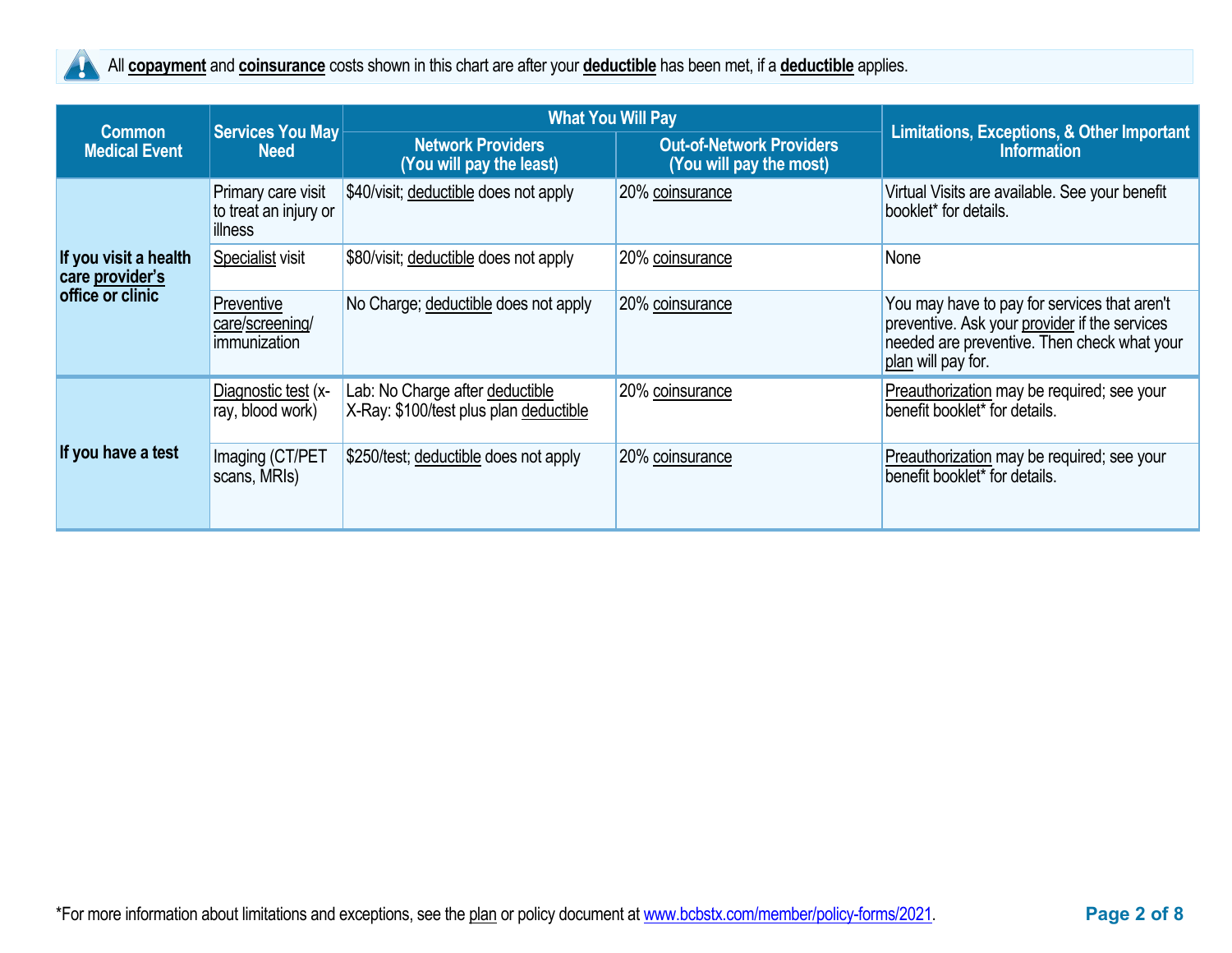All **copayment** and **coinsurance** costs shown in this chart are after your **deductible** has been met, if a **deductible** applies.

| Common Medical Event | Services You May Need | What You Will Pay | | Limitations, Exceptions, & Other Important Information |
|---|---|---|---|---|
| | | Network Providers (You will pay the least) | Out-of-Network Providers (You will pay the most) | |
| If you visit a health care provider's office or clinic | Primary care visit to treat an injury or illness | $40/visit; deductible does not apply | 20% coinsurance | Virtual Visits are available. See your benefit booklet* for details. |
| | Specialist visit | $80/visit; deductible does not apply | 20% coinsurance | None |
| | Preventive care/screening/ immunization | No Charge; deductible does not apply | 20% coinsurance | You may have to pay for services that aren't preventive. Ask your provider if the services needed are preventive. Then check what your plan will pay for. |
| If you have a test | Diagnostic test (x-ray, blood work) | Lab: No Charge after deductible<br>X-Ray: $100/test plus plan deductible | 20% coinsurance | Preauthorization may be required; see your benefit booklet* for details. |
| | Imaging (CT/PET scans, MRIs) | $250/test; deductible does not apply | 20% coinsurance | Preauthorization may be required; see your benefit booklet* for details. |

*For more information about limitations and exceptions, see the plan or policy document at www.bcbstx.com/member/policy-forms/2021.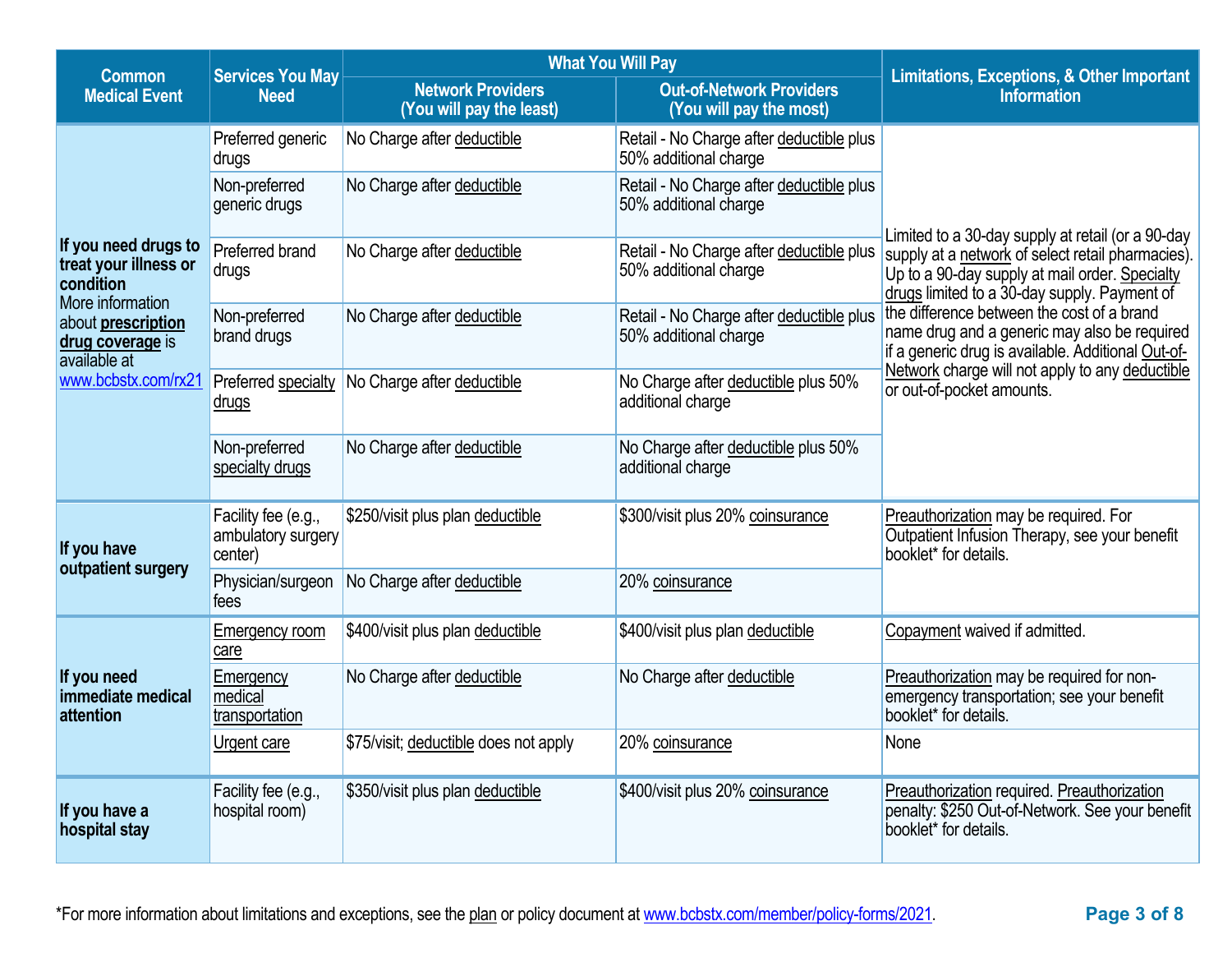| Common Medical Event | Services You May Need | What You Will Pay | | Limitations, Exceptions, & Other Important Information |
|---|---|---|---|---|
| | | **Network Providers (You will pay the least)** | **Out-of-Network Providers (You will pay the most)** | |
| **If you need drugs to treat your illness or condition** More information about **prescription drug coverage** is available at www.bcbstx.com/rx21 | Preferred generic drugs | No Charge after deductible | Retail - No Charge after deductible plus 50% additional charge | Limited to a 30-day supply at retail (or a 90-day supply at a network of select retail pharmacies). Up to a 90-day supply at mail order. Specialty drugs limited to a 30-day supply. Payment of the difference between the cost of a brand name drug and a generic may also be required if a generic drug is available. Additional Out-of-Network charge will not apply to any deductible or out-of-pocket amounts. |
| | Non-preferred generic drugs | No Charge after deductible | Retail - No Charge after deductible plus 50% additional charge | |
| | Preferred brand drugs | No Charge after deductible | Retail - No Charge after deductible plus 50% additional charge | |
| | Non-preferred brand drugs | No Charge after deductible | Retail - No Charge after deductible plus 50% additional charge | |
| | Preferred specialty drugs | No Charge after deductible | No Charge after deductible plus 50% additional charge | |
| | Non-preferred specialty drugs | No Charge after deductible | No Charge after deductible plus 50% additional charge | |
| **If you have outpatient surgery** | Facility fee (e.g., ambulatory surgery center) | $250/visit plus plan deductible | $300/visit plus 20% coinsurance | Preauthorization may be required. For Outpatient Infusion Therapy, see your benefit booklet* for details. |
| | Physician/surgeon fees | No Charge after deductible | 20% coinsurance | |
| **If you need immediate medical attention** | Emergency room care | $400/visit plus plan deductible | $400/visit plus plan deductible | Copayment waived if admitted. |
| | Emergency medical transportation | No Charge after deductible | No Charge after deductible | Preauthorization may be required for non-emergency transportation; see your benefit booklet* for details. |
| | Urgent care | $75/visit; deductible does not apply | 20% coinsurance | None |
| **If you have a hospital stay** | Facility fee (e.g., hospital room) | $350/visit plus plan deductible | $400/visit plus 20% coinsurance | Preauthorization required. Preauthorization penalty: $250 Out-of-Network. See your benefit booklet* for details. |

*For more information about limitations and exceptions, see the plan or policy document at www.bcbstx.com/member/policy-forms/2021.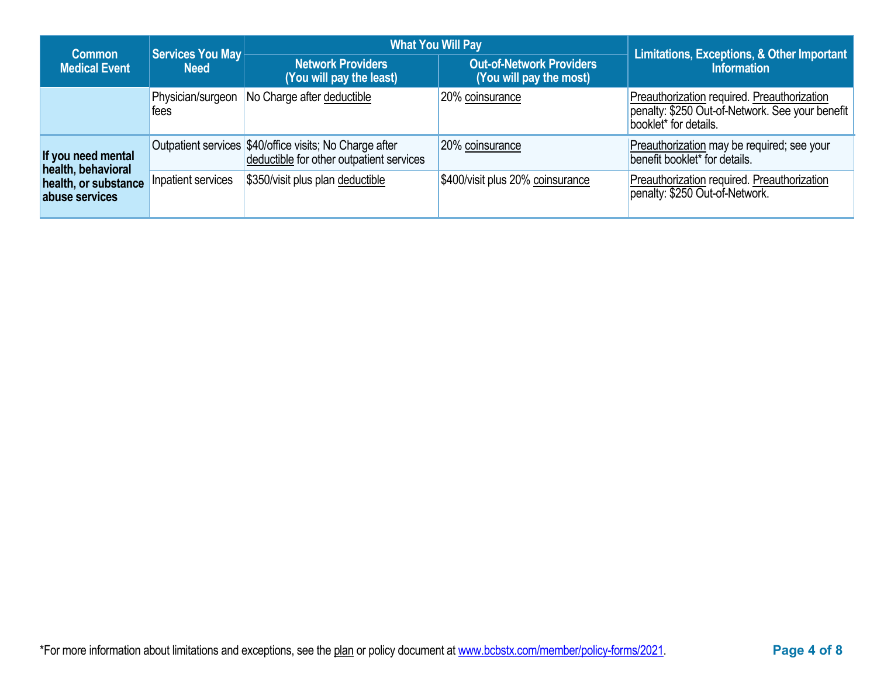| Common Medical Event | Services You May Need | What You Will Pay | | Limitations, Exceptions, & Other Important Information |
|---|---|---|---|---|
| | | Network Providers (You will pay the least) | Out-of-Network Providers (You will pay the most) | |
| | Physician/surgeon fees | No Charge after deductible | 20% coinsurance | Preauthorization required. Preauthorization penalty: $250 Out-of-Network. See your benefit booklet* for details. |
| **If you need mental health, behavioral health, or substance abuse services** | Outpatient services | $40/office visits; No Charge after deductible for other outpatient services | 20% coinsurance | Preauthorization may be required; see your benefit booklet* for details. |
| | Inpatient services | $350/visit plus plan deductible | $400/visit plus 20% coinsurance | Preauthorization required. Preauthorization penalty: $250 Out-of-Network. |

*For more information about limitations and exceptions, see the plan or policy document at www.bcbstx.com/member/policy-forms/2021.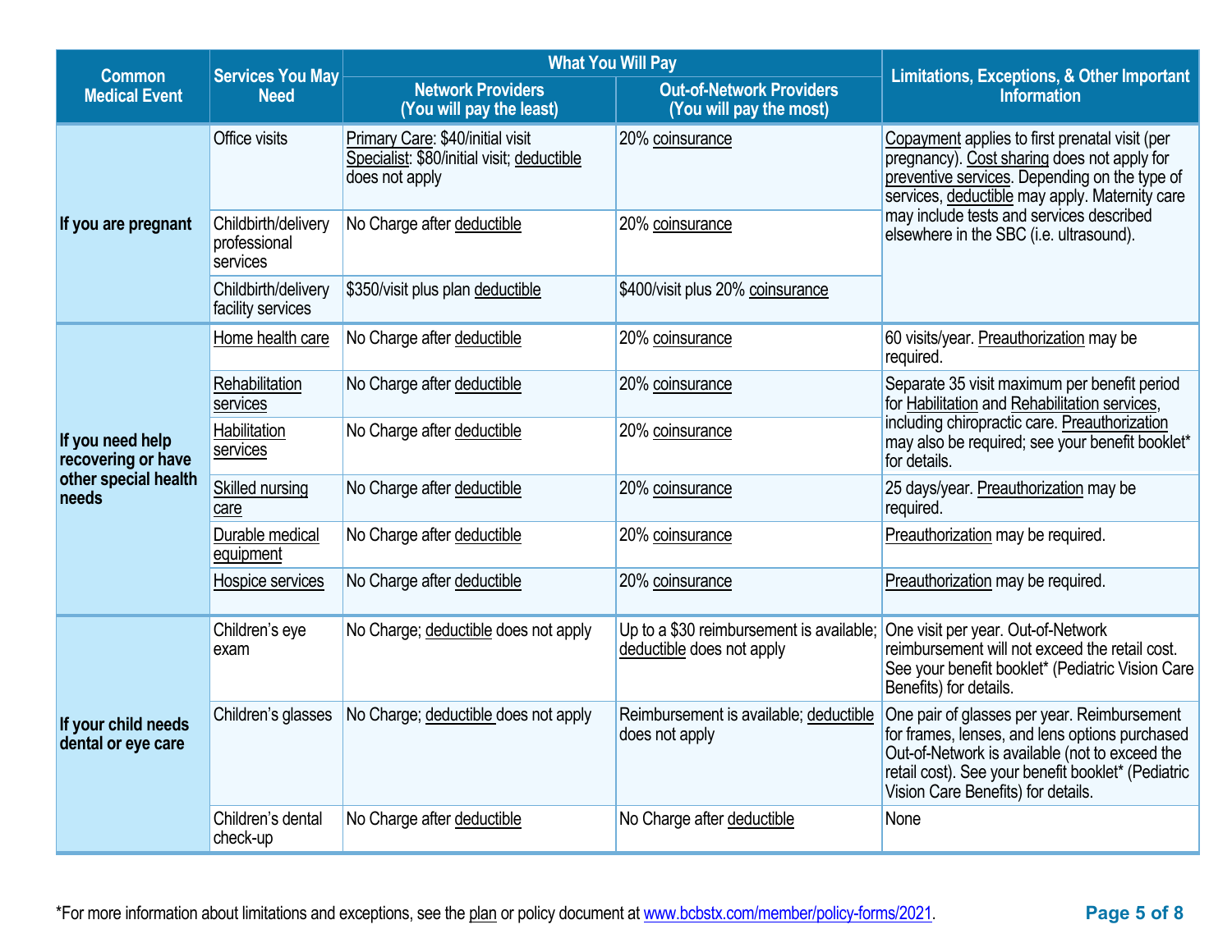| Common Medical Event | Services You May Need | What You Will Pay | | Limitations, Exceptions, & Other Important Information |
|---|---|---|---|---|
| | | Network Providers (You will pay the least) | Out-of-Network Providers (You will pay the most) | |
| If you are pregnant | Office visits | Primary Care: $40/initial visit Specialist: $80/initial visit; deductible does not apply | 20% coinsurance | Copayment applies to first prenatal visit (per pregnancy). Cost sharing does not apply for preventive services. Depending on the type of services, deductible may apply. Maternity care may include tests and services described elsewhere in the SBC (i.e. ultrasound). |
| | Childbirth/delivery professional services | No Charge after deductible | 20% coinsurance | |
| | Childbirth/delivery facility services | $350/visit plus plan deductible | $400/visit plus 20% coinsurance | |
| If you need help recovering or have other special health needs | Home health care | No Charge after deductible | 20% coinsurance | 60 visits/year. Preauthorization may be required. |
| | Rehabilitation services | No Charge after deductible | 20% coinsurance | Separate 35 visit maximum per benefit period for Habilitation and Rehabilitation services, including chiropractic care. Preauthorization may also be required; see your benefit booklet* for details. |
| | Habilitation services | No Charge after deductible | 20% coinsurance | |
| | Skilled nursing care | No Charge after deductible | 20% coinsurance | 25 days/year. Preauthorization may be required. |
| | Durable medical equipment | No Charge after deductible | 20% coinsurance | Preauthorization may be required. |
| | Hospice services | No Charge after deductible | 20% coinsurance | Preauthorization may be required. |
| If your child needs dental or eye care | Children's eye exam | No Charge; deductible does not apply | Up to a $30 reimbursement is available; deductible does not apply | One visit per year. Out-of-Network reimbursement will not exceed the retail cost. See your benefit booklet* (Pediatric Vision Care Benefits) for details. |
| | Children's glasses | No Charge; deductible does not apply | Reimbursement is available; deductible does not apply | One pair of glasses per year. Reimbursement for frames, lenses, and lens options purchased Out-of-Network is available (not to exceed the retail cost). See your benefit booklet* (Pediatric Vision Care Benefits) for details. |
| | Children's dental check-up | No Charge after deductible | No Charge after deductible | None |

*For more information about limitations and exceptions, see the plan or policy document at www.bcbstx.com/member/policy-forms/2021.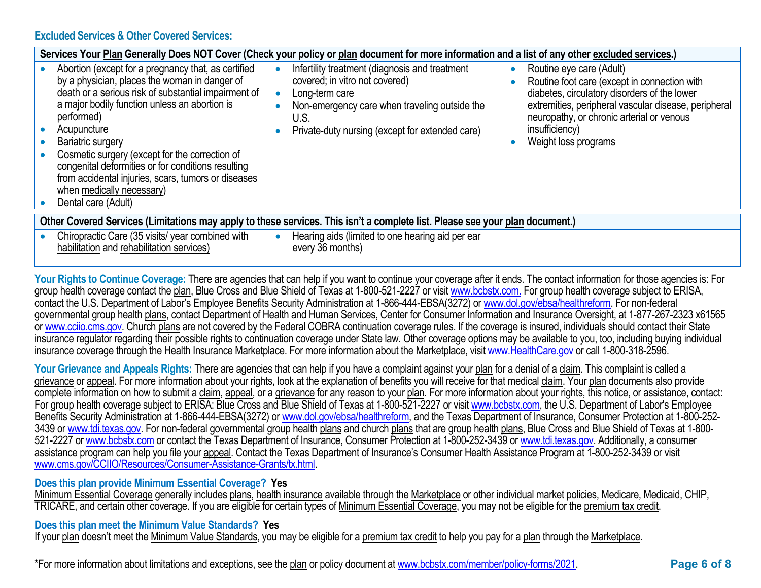### Excluded Services & Other Covered Services:

**Services Your Plan Generally Does NOT Cover (Check your policy or plan document for more information and a list of any other excluded services.)**

- Abortion (except for a pregnancy that, as certified by a physician, places the woman in danger of death or a serious risk of substantial impairment of a major bodily function unless an abortion is performed)
- Acupuncture
- Bariatric surgery
- Cosmetic surgery (except for the correction of congenital deformities or for conditions resulting from accidental injuries, scars, tumors or diseases when medically necessary)
- Dental care (Adult)
- Infertility treatment (diagnosis and treatment covered; in vitro not covered)
- Long-term care
- Non-emergency care when traveling outside the U.S.
- Private-duty nursing (except for extended care)
- Routine eye care (Adult)
- Routine foot care (except in connection with diabetes, circulatory disorders of the lower extremities, peripheral vascular disease, peripheral neuropathy, or chronic arterial or venous insufficiency)
- Weight loss programs

**Other Covered Services (Limitations may apply to these services. This isn't a complete list. Please see your plan document.)**

- Chiropractic Care (35 visits/ year combined with habilitation and rehabilitation services)
- Hearing aids (limited to one hearing aid per ear every 36 months)

**Your Rights to Continue Coverage:** There are agencies that can help if you want to continue your coverage after it ends. The contact information for those agencies is: For group health coverage contact the plan, Blue Cross and Blue Shield of Texas at 1-800-521-2227 or visit www.bcbstx.com. For group health coverage subject to ERISA, contact the U.S. Department of Labor's Employee Benefits Security Administration at 1-866-444-EBSA(3272) or www.dol.gov/ebsa/healthreform. For non-federal governmental group health plans, contact Department of Health and Human Services, Center for Consumer Information and Insurance Oversight, at 1-877-267-2323 x61565 or www.cciio.cms.gov. Church plans are not covered by the Federal COBRA continuation coverage rules. If the coverage is insured, individuals should contact their State insurance regulator regarding their possible rights to continuation coverage under State law. Other coverage options may be available to you, too, including buying individual insurance coverage through the Health Insurance Marketplace. For more information about the Marketplace, visit www.HealthCare.gov or call 1-800-318-2596.

**Your Grievance and Appeals Rights:** There are agencies that can help if you have a complaint against your plan for a denial of a claim. This complaint is called a grievance or appeal. For more information about your rights, look at the explanation of benefits you will receive for that medical claim. Your plan documents also provide complete information on how to submit a claim, appeal, or a grievance for any reason to your plan. For more information about your rights, this notice, or assistance, contact: For group health coverage subject to ERISA: Blue Cross and Blue Shield of Texas at 1-800-521-2227 or visit www.bcbstx.com, the U.S. Department of Labor's Employee Benefits Security Administration at 1-866-444-EBSA(3272) or www.dol.gov/ebsa/healthreform, and the Texas Department of Insurance, Consumer Protection at 1-800-252-3439 or www.tdi.texas.gov. For non-federal governmental group health plans and church plans that are group health plans, Blue Cross and Blue Shield of Texas at 1-800-521-2227 or www.bcbstx.com or contact the Texas Department of Insurance, Consumer Protection at 1-800-252-3439 or www.tdi.texas.gov. Additionally, a consumer assistance program can help you file your appeal. Contact the Texas Department of Insurance's Consumer Health Assistance Program at 1-800-252-3439 or visit www.cms.gov/CCIIO/Resources/Consumer-Assistance-Grants/tx.html.

**Does this plan provide Minimum Essential Coverage? Yes**

Minimum Essential Coverage generally includes plans, health insurance available through the Marketplace or other individual market policies, Medicare, Medicaid, CHIP, TRICARE, and certain other coverage. If you are eligible for certain types of Minimum Essential Coverage, you may not be eligible for the premium tax credit.

**Does this plan meet the Minimum Value Standards? Yes**

If your plan doesn't meet the Minimum Value Standards, you may be eligible for a premium tax credit to help you pay for a plan through the Marketplace.

*For more information about limitations and exceptions, see the plan or policy document at www.bcbstx.com/member/policy-forms/2021.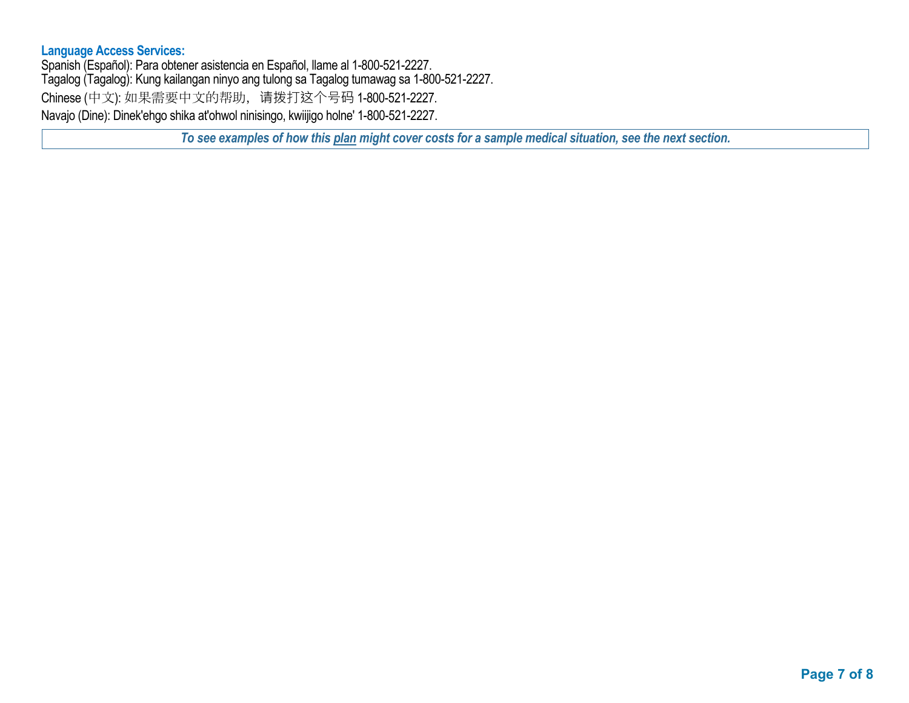**Language Access Services:**

Spanish (Español): Para obtener asistencia en Español, llame al 1-800-521-2227.
Tagalog (Tagalog): Kung kailangan ninyo ang tulong sa Tagalog tumawag sa 1-800-521-2227.
Chinese (中文): 如果需要中文的帮助，请拨打这个号码 1-800-521-2227.
Navajo (Dine): Dinek'ehgo shika at'ohwol ninisingo, kwiijigo holne' 1-800-521-2227.

***To see examples of how this plan might cover costs for a sample medical situation, see the next section.***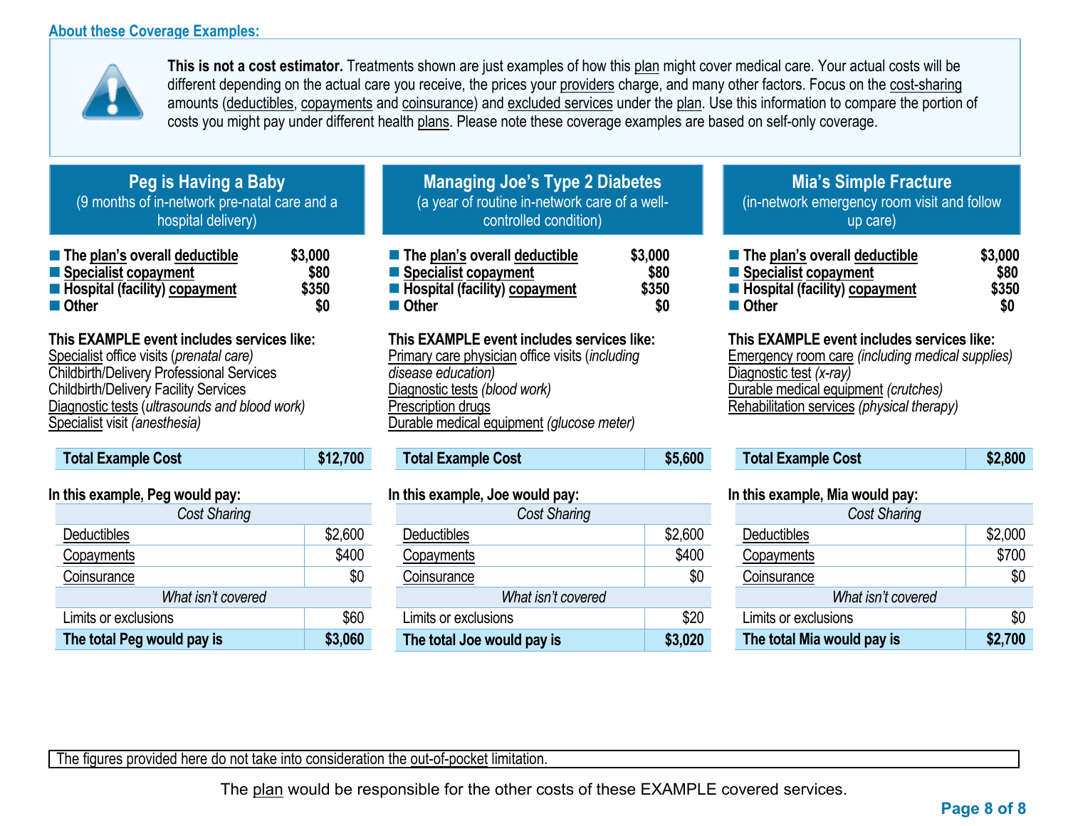## About these Coverage Examples:

**This is not a cost estimator.** Treatments shown are just examples of how this plan might cover medical care. Your actual costs will be different depending on the actual care you receive, the prices your providers charge, and many other factors. Focus on the cost-sharing amounts (deductibles, copayments and coinsurance) and excluded services under the plan. Use this information to compare the portion of costs you might pay under different health plans. Please note these coverage examples are based on self-only coverage.

### Peg is Having a Baby
(9 months of in-network pre-natal care and a hospital delivery)

- **The plan's overall deductible** $3,000
- **Specialist copayment** $80
- **Hospital (facility) copayment** $350
- **Other** $0

**This EXAMPLE event includes services like:**
Specialist office visits (*prenatal care*)
Childbirth/Delivery Professional Services
Childbirth/Delivery Facility Services
Diagnostic tests (*ultrasounds and blood work)*
Specialist visit *(anesthesia)*

| **Total Example Cost** | **$12,700** |
|---|---|

**In this example, Peg would pay:**

| *Cost Sharing* | |
|---|---|
| Deductibles | $2,600 |
| Copayments | $400 |
| Coinsurance | $0 |
| *What isn't covered* | |
| Limits or exclusions | $60 |
| **The total Peg would pay is** | **$3,060** |

### Managing Joe's Type 2 Diabetes
(a year of routine in-network care of a well-controlled condition)

- **The plan's overall deductible** $3,000
- **Specialist copayment** $80
- **Hospital (facility) copayment** $350
- **Other** $0

**This EXAMPLE event includes services like:**
Primary care physician office visits (*including disease education)*
Diagnostic tests *(blood work)*
Prescription drugs
Durable medical equipment *(glucose meter)*

| **Total Example Cost** | **$5,600** |
|---|---|

**In this example, Joe would pay:**

| *Cost Sharing* | |
|---|---|
| Deductibles | $2,600 |
| Copayments | $400 |
| Coinsurance | $0 |
| *What isn't covered* | |
| Limits or exclusions | $20 |
| **The total Joe would pay is** | **$3,020** |

### Mia's Simple Fracture
(in-network emergency room visit and follow up care)

- **The plan's overall deductible** $3,000
- **Specialist copayment** $80
- **Hospital (facility) copayment** $350
- **Other** $0

**This EXAMPLE event includes services like:**
Emergency room care *(including medical supplies)*
Diagnostic test *(x-ray)*
Durable medical equipment *(crutches)*
Rehabilitation services *(physical therapy)*

| **Total Example Cost** | **$2,800** |
|---|---|

**In this example, Mia would pay:**

| *Cost Sharing* | |
|---|---|
| Deductibles | $2,000 |
| Copayments | $700 |
| Coinsurance | $0 |
| *What isn't covered* | |
| Limits or exclusions | $0 |
| **The total Mia would pay is** | **$2,700** |

The figures provided here do not take into consideration the out-of-pocket limitation.

The plan would be responsible for the other costs of these EXAMPLE covered services.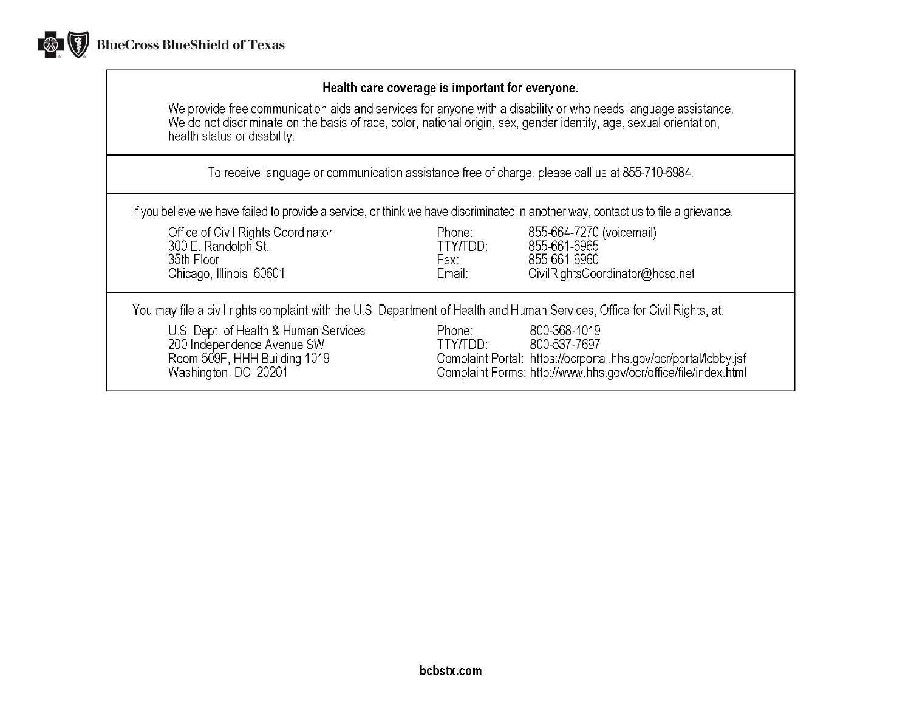BlueCross BlueShield of Texas

**Health care coverage is important for everyone.**

We provide free communication aids and services for anyone with a disability or who needs language assistance. We do not discriminate on the basis of race, color, national origin, sex, gender identity, age, sexual orientation, health status or disability.

To receive language or communication assistance free of charge, please call us at 855-710-6984.

If you believe we have failed to provide a service, or think we have discriminated in another way, contact us to file a grievance.

Office of Civil Rights Coordinator
300 E. Randolph St.
35th Floor
Chicago, Illinois 60601

Phone: 855-664-7270 (voicemail)
TTY/TDD: 855-661-6965
Fax: 855-661-6960
Email: CivilRightsCoordinator@hcsc.net

You may file a civil rights complaint with the U.S. Department of Health and Human Services, Office for Civil Rights, at:

U.S. Dept. of Health & Human Services
200 Independence Avenue SW
Room 509F, HHH Building 1019
Washington, DC 20201

Phone: 800-368-1019
TTY/TDD: 800-537-7697
Complaint Portal: https://ocrportal.hhs.gov/ocr/portal/lobby.jsf
Complaint Forms: http://www.hhs.gov/ocr/office/file/index.html

bcbstx.com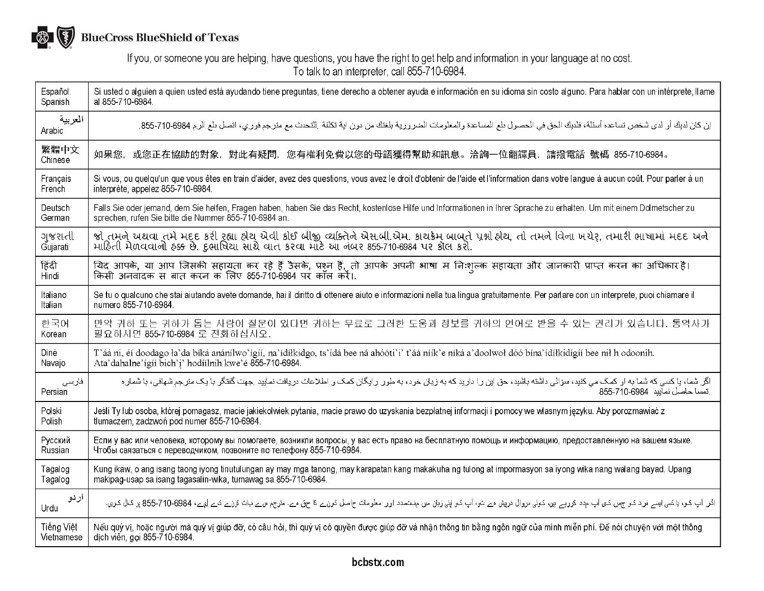BlueCross BlueShield of Texas

If you, or someone you are helping, have questions, you have the right to get help and information in your language at no cost. To talk to an interpreter, call 855-710-6984.

| | |
|---|---|
| Español Spanish | Si usted o alguien a quien usted está ayudando tiene preguntas, tiene derecho a obtener ayuda e información en su idioma sin costo alguno. Para hablar con un intérprete, llame al 855-710-6984. |
| العربية Arabic | إن كان لديك أو لدى شخص تساعده أسئلة، فلديك الحق في الحصول على المساعدة والمعلومات الضرورية بلغتك من دون اية تكلفة .للتحدث مع مترجم فوري، اتصل على الرقم 855-710-6984. |
| 繁體中文 Chinese | 如果您，或您正在協助的對象，對此有疑問，您有權利免費以您的母語獲得幫助和訊息。洽詢一位翻譯員，請撥電話 號碼 855-710-6984。 |
| Français French | Si vous, ou quelqu'un que vous êtes en train d'aider, avez des questions, vous avez le droit d'obtenir de l'aide et l'information dans votre langue à aucun coût. Pour parler à un interprète, appelez 855-710-6984. |
| Deutsch German | Falls Sie oder jemand, dem Sie helfen, Fragen haben, haben Sie das Recht, kostenlose Hilfe und Informationen in Ihrer Sprache zu erhalten. Um mit einem Dolmetscher zu sprechen, rufen Sie bitte die Nummer 855-710-6984 an. |
| ગુજરાતી Gujarati | જો તમને અથવા તમે મદદ કરી રહ્યા હોય એવી કોઈ બીજી વ્યક્તિને એસ.બી.એમ. કાયક્રમ બાબતે પ્રશ્નો હોય, તો તમને વિના ખર્ચે, તમારી ભાષામાં મદદ અને માહિતી મેળવવાનો હક્ક છે. દુભાષિયા સાથે વાત કરવા માટે આ નંબર 855-710-6984 પર કૉલ કરો. |
| हिंदी Hindi | यदि आपके, या आप जिसकी सहायता कर रहे हैं उसके, प्रश्न हैं, तो आपके अपनी भाषा म निःशुल्क सहायता और जानकारी प्राप्त करन का अधिकार है। किसी अनवादक स बात करन क लिए 855-710-6984 पर कॉल करें। |
| Italiano Italian | Se tu o qualcuno che stai aiutando avete domande, hai il diritto di ottenere aiuto e informazioni nella tua lingua gratuitamente. Per parlare con un interprete, puoi chiamare il numero 855-710-6984. |
| 한국어 Korean | 만약 귀하 또는 귀하가 돕는 사람이 질문이 있다면 귀하는 무료로 그러한 도움과 정보를 귀하의 언어로 받을 수 있는 권리가 있습니다. 통역사가 필요하시면 855-710-6984 로 전화하십시오. |
| Diné Navajo | T'áá ni, éí doodago ła'da bíká anánílwo'ígíí, na'ídíłkidgo, ts'ídá bee ná ahóóti'i' t'áá níík'e níká a'doolwoł dóó bína'ídíłkidígíí bee níł h odoonih. Ata'dahalne'ígíí bich'į' hodíílnih kwe'é 855-710-6984. |
| فارسی Persian | اگر شما، یا کسی که شما به او کمک می کنید، سؤالی داشته باشید، حق این را دارید که به زبان خود، به طور رایگان کمک و اطلاعات دریافت نمایید. جهت گفتگو با یک مترجم شفاهی، با شماره 855-710-6984 تمسا حاصل نمایید. |
| Polski Polish | Jeśli Ty lub osoba, której pomagasz, macie jakiekolwiek pytania, macie prawo do uzyskania bezpłatnej informacji i pomocy we własnym języku. Aby porozmawiać z tłumaczem, zadzwoń pod numer 855-710-6984. |
| Русский Russian | Если у вас или человека, которому вы помогаете, возникли вопросы, у вас есть право на бесплатную помощь и информацию, предоставленную на вашем языке. Чтобы связаться с переводчиком, позвоните по телефону 855-710-6984. |
| Tagalog Tagalog | Kung ikaw, o ang isang taong iyong tinutulungan ay may mga tanong, may karapatan kang makakuha ng tulong at impormasyon sa iyong wika nang walang bayad. Upang makipag-usap sa isang tagasalin-wika, tumawag sa 855-710-6984. |
| اردو Urdu | اگر آپ کو، یا کسی ایسے فرد کو جس کی آپ مدد کررہے ہیں، کوئی سوال درپیش ہے تو، آپ کو اپنی زبان میں مفت مدد اور معلومات حاصل کرنے کا حق ہے۔ مترجم سے بات کرنے کے لیے، 855-710-6984 پر کال کریں۔ |
| Tiếng Việt Vietnamese | Nếu quý vị, hoặc người mà quý vị giúp đỡ, có câu hỏi, thì quý vị có quyền được giúp đỡ và nhận thông tin bằng ngôn ngữ của mình miễn phí. Để nói chuyện với một thông dịch viên, gọi 855-710-6984. |

bcbstx.com